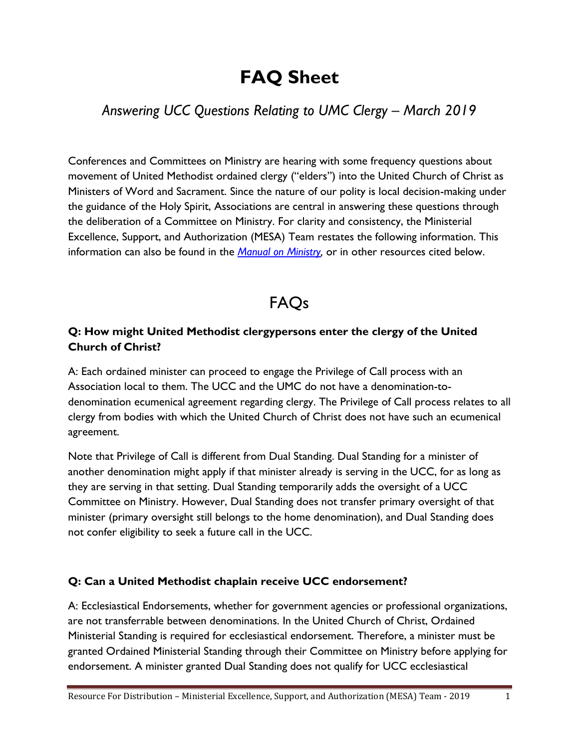# FAQ Sheet

## *Answering UCC Questions Relating to UMC Clergy – March 2019*

Conferences and Committees on Ministry are hearing with some frequency questions about movement of United Methodist ordained clergy ("elders") into the United Church of Christ as Ministers of Word and Sacrament. Since the nature of our polity is local decision-making under the guidance of the Holy Spirit, Associations are central in answering these questions through the deliberation of a Committee on Ministry. For clarity and consistency, the Ministerial Excellence, Support, and Authorization (MESA) Team restates the following information. This information can also be found in the *Manual on Ministry*, or in other resources cited below.

## FAQs

**Q: How might United Methodist clergypersons enter the clergy of the United Church of Christ?**

A: Each ordained minister can proceed to engage the Privilege of Call process with an Association local to them. The UCC and the UMC do not have a denomination-to-denomination ecumenical agreement regarding clergy. The Privilege of Call process relates to all clergy from bodies with which the United Church of Christ does not have such an ecumenical agreement.

Note that Privilege of Call is different from Dual Standing. Dual Standing for a minister of another denomination might apply if that minister already is serving in the UCC, for as long as they are serving in that setting. Dual Standing temporarily adds the oversight of a UCC Committee on Ministry. However, Dual Standing does not transfer primary oversight of that minister (primary oversight still belongs to the home denomination), and Dual Standing does not confer eligibility to seek a future call in the UCC.

**Q: Can a United Methodist chaplain receive UCC endorsement?**

A: Ecclesiastical Endorsements, whether for government agencies or professional organizations, are not transferrable between denominations. In the United Church of Christ, Ordained Ministerial Standing is required for ecclesiastical endorsement. Therefore, a minister must be granted Ordained Ministerial Standing through their Committee on Ministry before applying for endorsement. A minister granted Dual Standing does not qualify for UCC ecclesiastical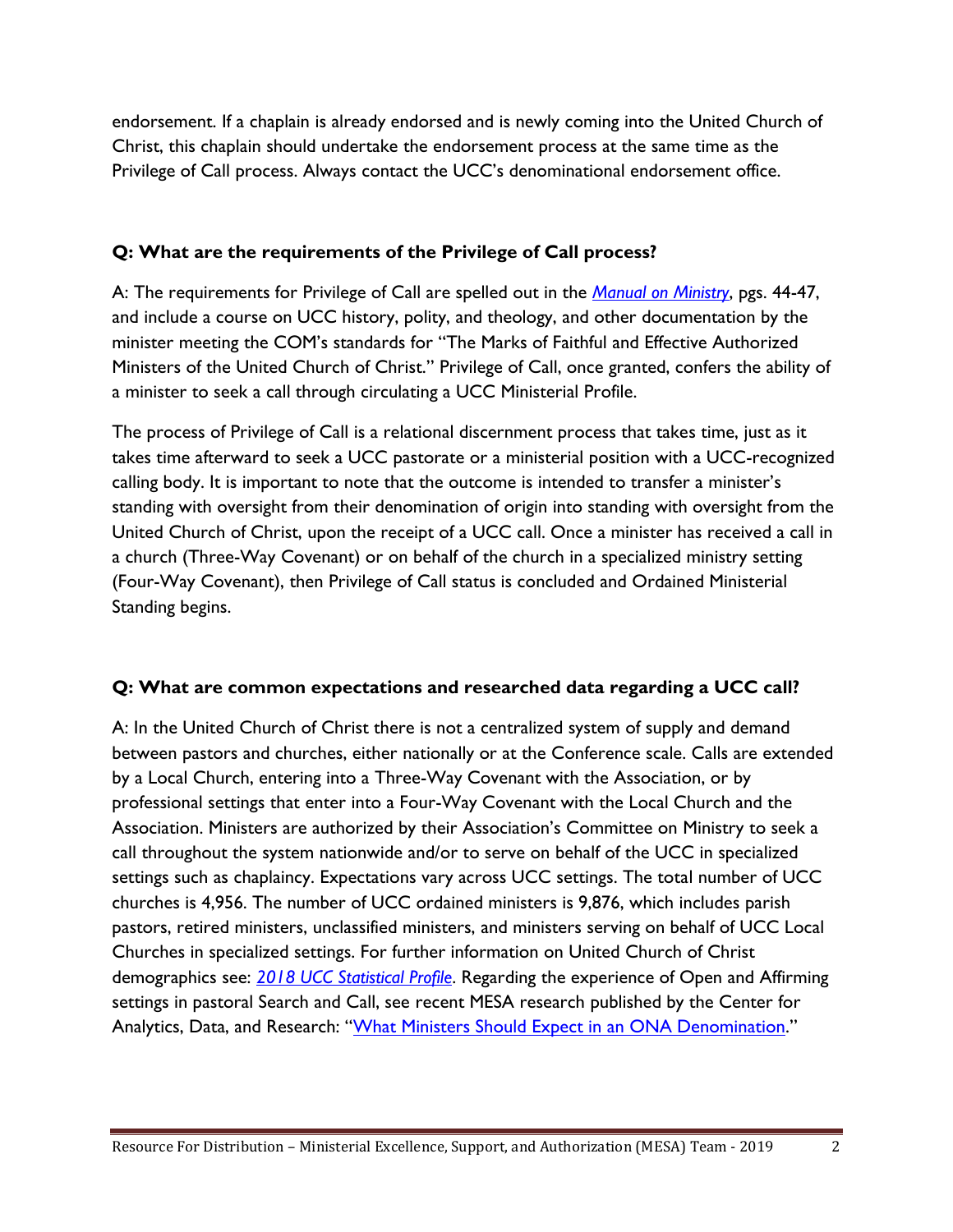endorsement. If a chaplain is already endorsed and is newly coming into the United Church of Christ, this chaplain should undertake the endorsement process at the same time as the Privilege of Call process. Always contact the UCC's denominational endorsement office.

**Q: What are the requirements of the Privilege of Call process?**

A: The requirements for Privilege of Call are spelled out in the *Manual on Ministry*, pgs. 44-47, and include a course on UCC history, polity, and theology, and other documentation by the minister meeting the COM's standards for "The Marks of Faithful and Effective Authorized Ministers of the United Church of Christ." Privilege of Call, once granted, confers the ability of a minister to seek a call through circulating a UCC Ministerial Profile.

The process of Privilege of Call is a relational discernment process that takes time, just as it takes time afterward to seek a UCC pastorate or a ministerial position with a UCC-recognized calling body. It is important to note that the outcome is intended to transfer a minister's standing with oversight from their denomination of origin into standing with oversight from the United Church of Christ, upon the receipt of a UCC call. Once a minister has received a call in a church (Three-Way Covenant) or on behalf of the church in a specialized ministry setting (Four-Way Covenant), then Privilege of Call status is concluded and Ordained Ministerial Standing begins.

**Q: What are common expectations and researched data regarding a UCC call?**

A: In the United Church of Christ there is not a centralized system of supply and demand between pastors and churches, either nationally or at the Conference scale. Calls are extended by a Local Church, entering into a Three-Way Covenant with the Association, or by professional settings that enter into a Four-Way Covenant with the Local Church and the Association. Ministers are authorized by their Association's Committee on Ministry to seek a call throughout the system nationwide and/or to serve on behalf of the UCC in specialized settings such as chaplaincy. Expectations vary across UCC settings. The total number of UCC churches is 4,956. The number of UCC ordained ministers is 9,876, which includes parish pastors, retired ministers, unclassified ministers, and ministers serving on behalf of UCC Local Churches in specialized settings. For further information on United Church of Christ demographics see: *2018 UCC Statistical Profile*. Regarding the experience of Open and Affirming settings in pastoral Search and Call, see recent MESA research published by the Center for Analytics, Data, and Research: "What Ministers Should Expect in an ONA Denomination."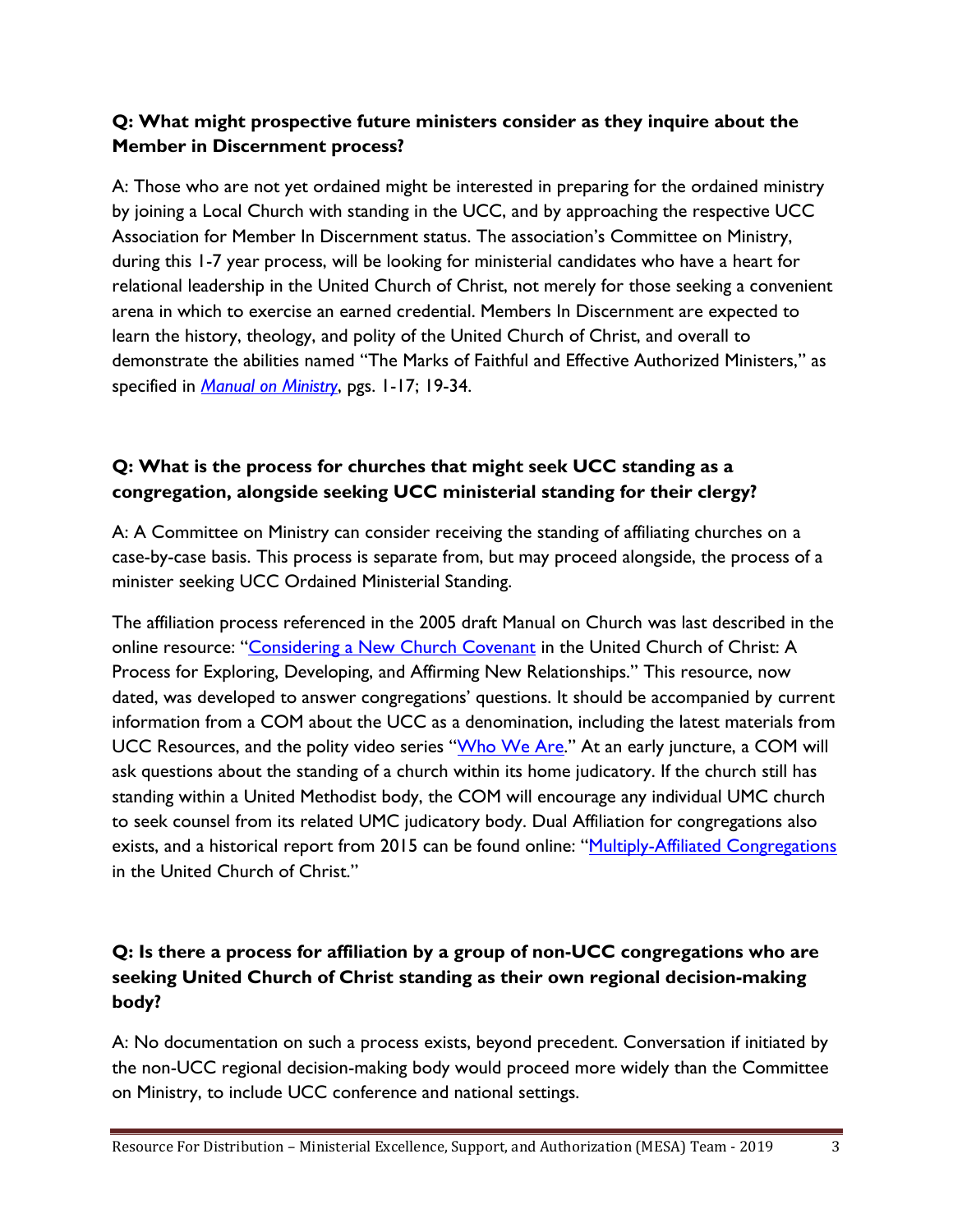**Q: What might prospective future ministers consider as they inquire about the Member in Discernment process?**

A: Those who are not yet ordained might be interested in preparing for the ordained ministry by joining a Local Church with standing in the UCC, and by approaching the respective UCC Association for Member In Discernment status. The association's Committee on Ministry, during this 1-7 year process, will be looking for ministerial candidates who have a heart for relational leadership in the United Church of Christ, not merely for those seeking a convenient arena in which to exercise an earned credential. Members In Discernment are expected to learn the history, theology, and polity of the United Church of Christ, and overall to demonstrate the abilities named "The Marks of Faithful and Effective Authorized Ministers," as specified in *Manual on Ministry*, pgs. 1-17; 19-34.

**Q: What is the process for churches that might seek UCC standing as a congregation, alongside seeking UCC ministerial standing for their clergy?**

A: A Committee on Ministry can consider receiving the standing of affiliating churches on a case-by-case basis. This process is separate from, but may proceed alongside, the process of a minister seeking UCC Ordained Ministerial Standing.

The affiliation process referenced in the 2005 draft Manual on Church was last described in the online resource: "Considering a New Church Covenant in the United Church of Christ: A Process for Exploring, Developing, and Affirming New Relationships." This resource, now dated, was developed to answer congregations' questions. It should be accompanied by current information from a COM about the UCC as a denomination, including the latest materials from UCC Resources, and the polity video series "Who We Are." At an early juncture, a COM will ask questions about the standing of a church within its home judicatory. If the church still has standing within a United Methodist body, the COM will encourage any individual UMC church to seek counsel from its related UMC judicatory body. Dual Affiliation for congregations also exists, and a historical report from 2015 can be found online: "Multiply-Affiliated Congregations in the United Church of Christ."

**Q: Is there a process for affiliation by a group of non-UCC congregations who are seeking United Church of Christ standing as their own regional decision-making body?**

A: No documentation on such a process exists, beyond precedent. Conversation if initiated by the non-UCC regional decision-making body would proceed more widely than the Committee on Ministry, to include UCC conference and national settings.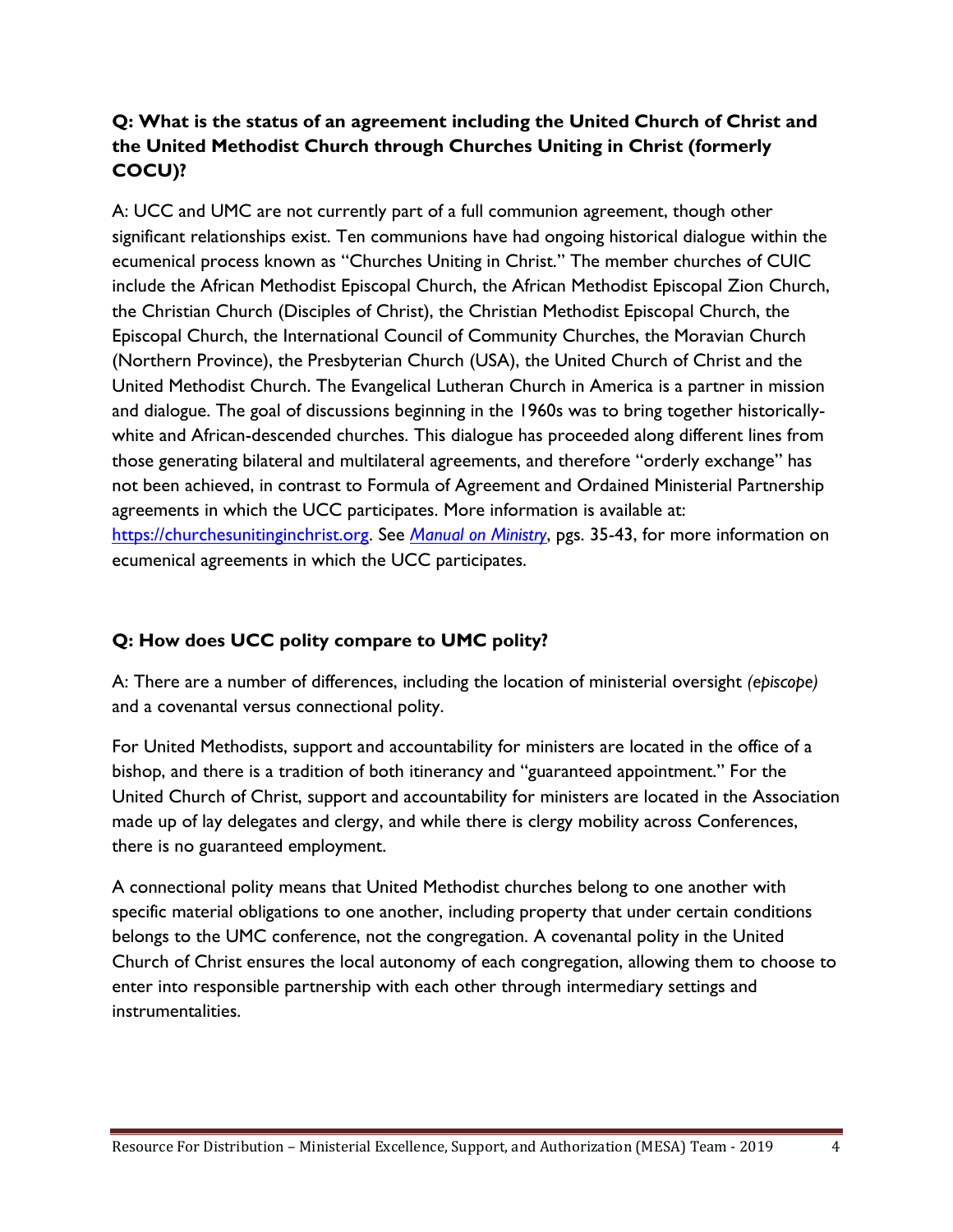**Q: What is the status of an agreement including the United Church of Christ and the United Methodist Church through Churches Uniting in Christ (formerly COCU)?**

A: UCC and UMC are not currently part of a full communion agreement, though other significant relationships exist. Ten communions have had ongoing historical dialogue within the ecumenical process known as "Churches Uniting in Christ." The member churches of CUIC include the African Methodist Episcopal Church, the African Methodist Episcopal Zion Church, the Christian Church (Disciples of Christ), the Christian Methodist Episcopal Church, the Episcopal Church, the International Council of Community Churches, the Moravian Church (Northern Province), the Presbyterian Church (USA), the United Church of Christ and the United Methodist Church. The Evangelical Lutheran Church in America is a partner in mission and dialogue. The goal of discussions beginning in the 1960s was to bring together historically-white and African-descended churches. This dialogue has proceeded along different lines from those generating bilateral and multilateral agreements, and therefore "orderly exchange" has not been achieved, in contrast to Formula of Agreement and Ordained Ministerial Partnership agreements in which the UCC participates. More information is available at: [https://churchesunitinginchrist.org](https://churchesunitinginchrist.org). See *Manual on Ministry*, pgs. 35-43, for more information on ecumenical agreements in which the UCC participates.

**Q: How does UCC polity compare to UMC polity?**

A: There are a number of differences, including the location of ministerial oversight *(episcope)* and a covenantal versus connectional polity.

For United Methodists, support and accountability for ministers are located in the office of a bishop, and there is a tradition of both itinerancy and "guaranteed appointment." For the United Church of Christ, support and accountability for ministers are located in the Association made up of lay delegates and clergy, and while there is clergy mobility across Conferences, there is no guaranteed employment.

A connectional polity means that United Methodist churches belong to one another with specific material obligations to one another, including property that under certain conditions belongs to the UMC conference, not the congregation. A covenantal polity in the United Church of Christ ensures the local autonomy of each congregation, allowing them to choose to enter into responsible partnership with each other through intermediary settings and instrumentalities.